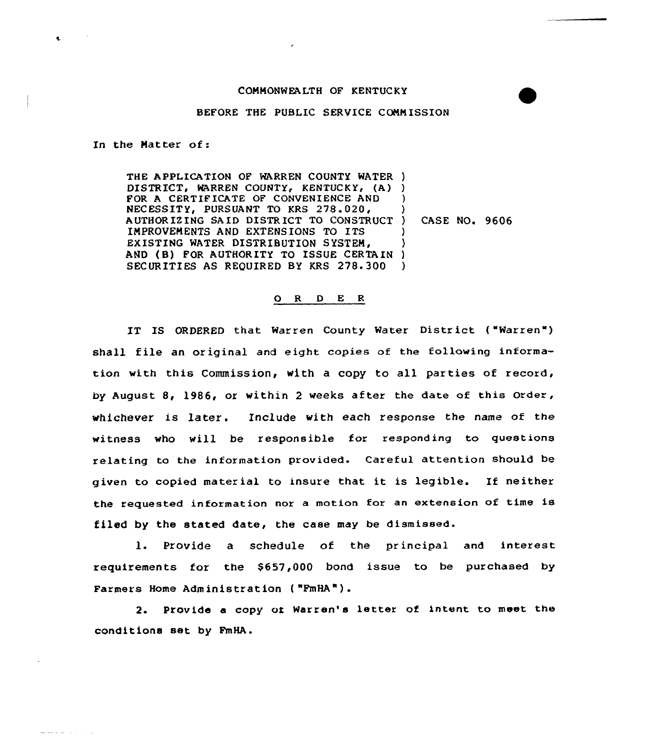COMMONWEALTH OF KENTUCKY

BEFORE THE PUBLIC SERVICE COMMISSION

In the Matter of:

THE APPLICATION OF WARREN COUNTY WATER DISTRICT, WARREN COUNTY, KENTUCKY, (A) FOR A CERTIFICATE OF CONVENIENCE AND NECESSITY, PURSUANT TO KRS 278.020, AUTHORIZING SAID DISTRICT TO CONSTRUCT IMPROVEMENTS AND EXTENSIONS TO ITS EXISTING WATER DISTRIBUTION SYSTEM, AND (B) FOR AUTHORITY TO ISSUE CERTAIN SECURITIES AS REQUIRED BY KRS 278.300 ) CASE NO. 9606

## O R D E R

IT IS ORDERED that Warren County Water District ("Warren") shall file an original and eight copies of the following information with this Commission, with a copy to all parties of record, by August 8, 1986, or within 2 weeks after the date of this Order, whichever is later. Include with each response the name of the witness who will be responsible for responding to questions relating to the information provided. Careful attention should be given to copied material to insure that it is legible. If neither the requested information nor a motion for an extension of time is filed by the stated date, the case may be dismissed.

1. Provide a schedule of the principal and interest requirements for the $657,000 bond issue to be purchased by Farmers Home Administration ("FmHA").

2. Provide a copy of Warren's letter of intent to meet the conditions set by FmHA.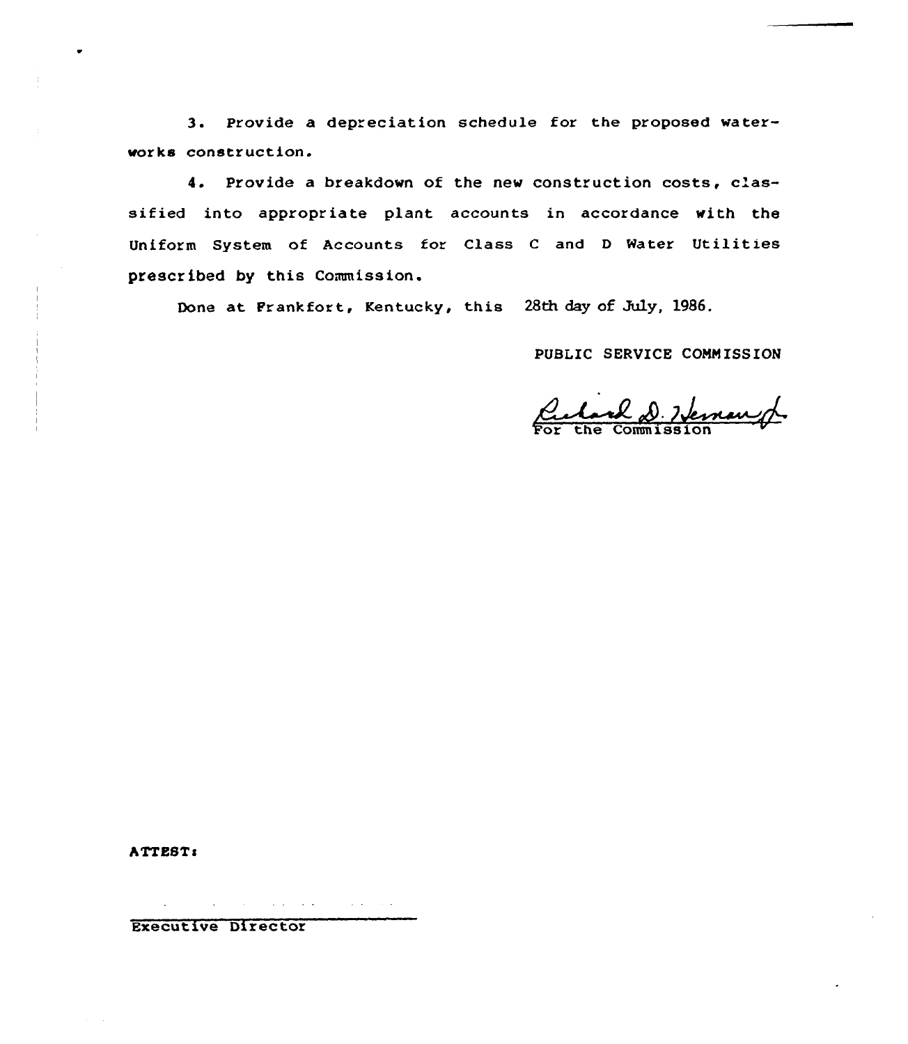3. Provide a depreciation schedule for the proposed waterworks construction.

4. Provide a breakdown of the new construction costs, classified into appropriate plant accounts in accordance with the Uniform System of Accounts for Class C and D Water Utilities prescribed by this Commission.

Done at Frankfort, Kentucky, this 28th day of July, 1986.

PUBLIC SERVICE COMMISSION

Richard D. Heman Jr.
For the Commission

ATTEST:

Executive Director